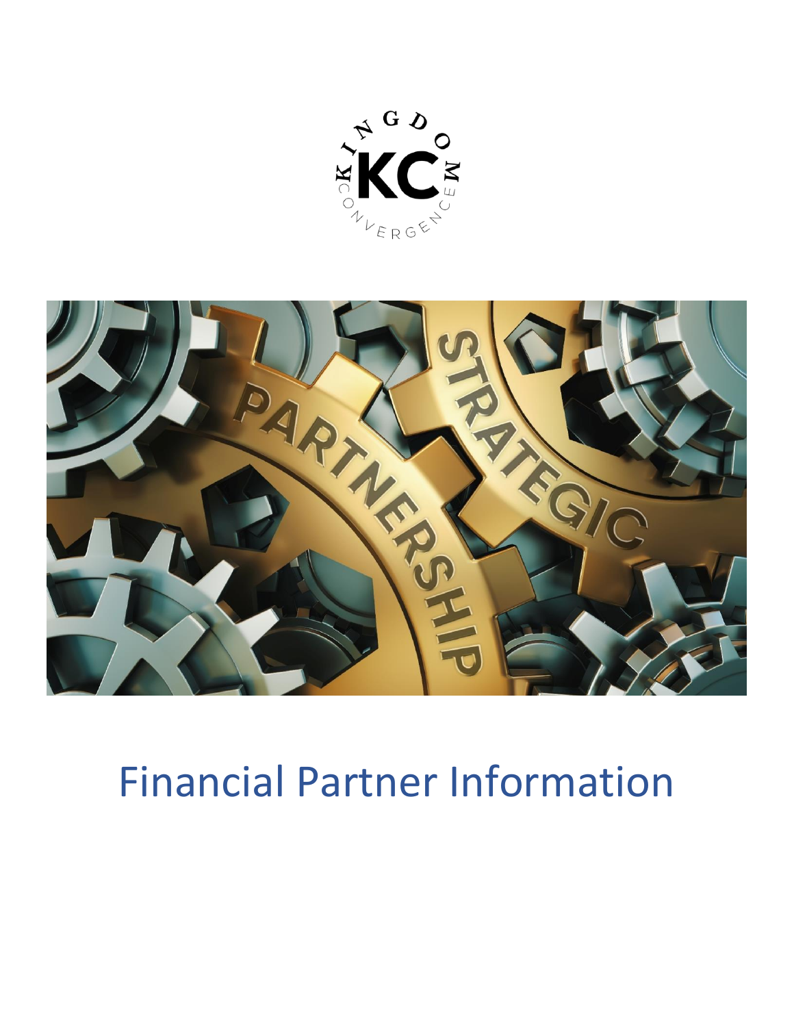# Financial Partner Information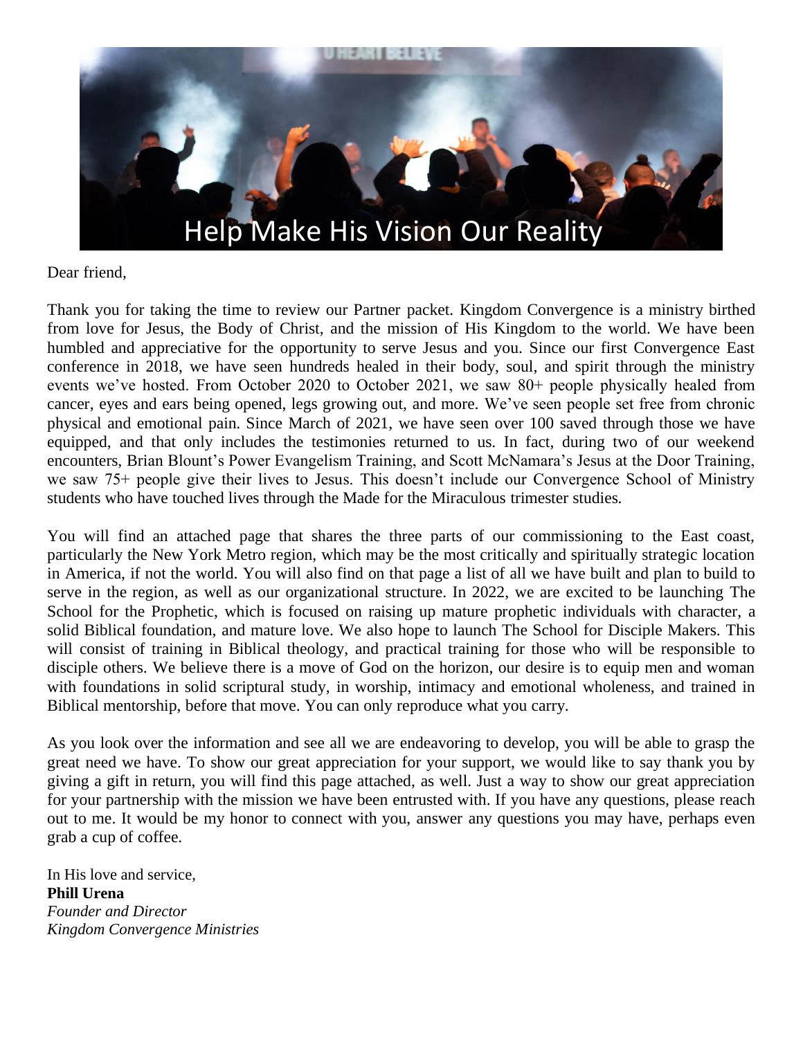# Help Make His Vision Our Reality

Dear friend,

Thank you for taking the time to review our Partner packet. Kingdom Convergence is a ministry birthed from love for Jesus, the Body of Christ, and the mission of His Kingdom to the world. We have been humbled and appreciative for the opportunity to serve Jesus and you. Since our first Convergence East conference in 2018, we have seen hundreds healed in their body, soul, and spirit through the ministry events we've hosted. From October 2020 to October 2021, we saw 80+ people physically healed from cancer, eyes and ears being opened, legs growing out, and more. We've seen people set free from chronic physical and emotional pain. Since March of 2021, we have seen over 100 saved through those we have equipped, and that only includes the testimonies returned to us. In fact, during two of our weekend encounters, Brian Blount's Power Evangelism Training, and Scott McNamara's Jesus at the Door Training, we saw 75+ people give their lives to Jesus. This doesn't include our Convergence School of Ministry students who have touched lives through the Made for the Miraculous trimester studies.

You will find an attached page that shares the three parts of our commissioning to the East coast, particularly the New York Metro region, which may be the most critically and spiritually strategic location in America, if not the world. You will also find on that page a list of all we have built and plan to build to serve in the region, as well as our organizational structure. In 2022, we are excited to be launching The School for the Prophetic, which is focused on raising up mature prophetic individuals with character, a solid Biblical foundation, and mature love. We also hope to launch The School for Disciple Makers. This will consist of training in Biblical theology, and practical training for those who will be responsible to disciple others. We believe there is a move of God on the horizon, our desire is to equip men and woman with foundations in solid scriptural study, in worship, intimacy and emotional wholeness, and trained in Biblical mentorship, before that move. You can only reproduce what you carry.

As you look over the information and see all we are endeavoring to develop, you will be able to grasp the great need we have. To show our great appreciation for your support, we would like to say thank you by giving a gift in return, you will find this page attached, as well. Just a way to show our great appreciation for your partnership with the mission we have been entrusted with. If you have any questions, please reach out to me. It would be my honor to connect with you, answer any questions you may have, perhaps even grab a cup of coffee.

In His love and service,
**Phill Urena**
*Founder and Director*
*Kingdom Convergence Ministries*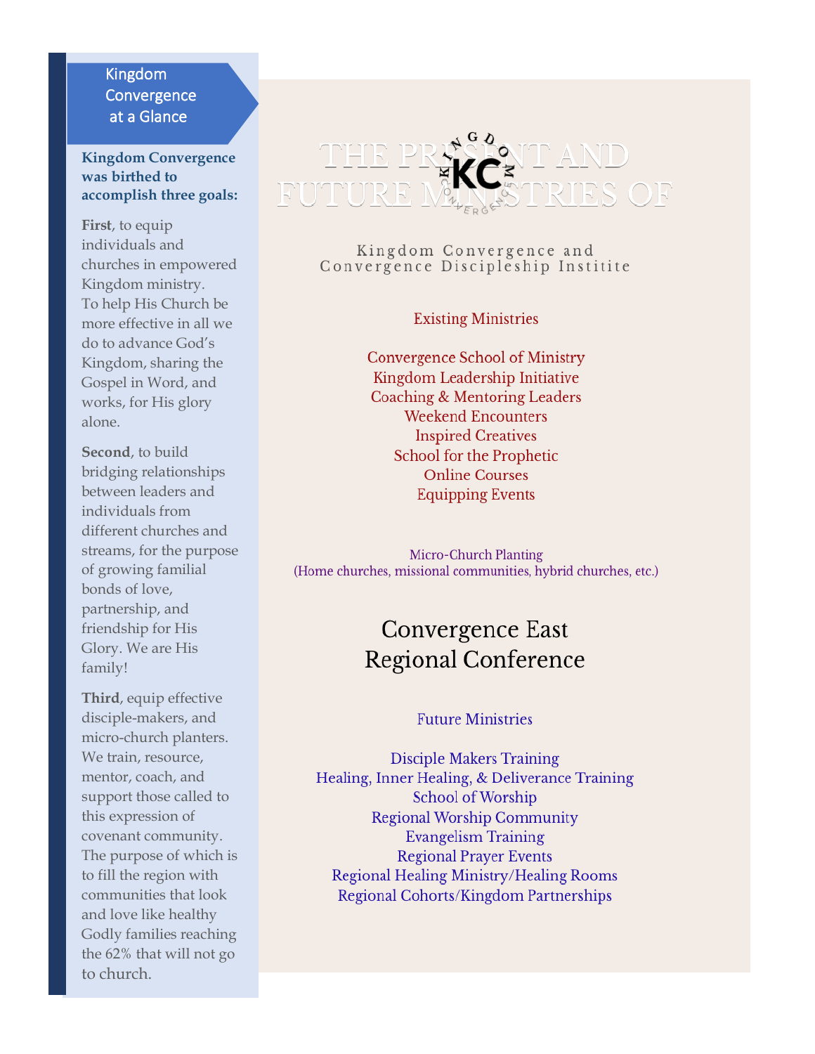## Kingdom Convergence at a Glance

**Kingdom Convergence was birthed to accomplish three goals:**

**First**, to equip individuals and churches in empowered Kingdom ministry. To help His Church be more effective in all we do to advance God's Kingdom, sharing the Gospel in Word, and works, for His glory alone.

**Second**, to build bridging relationships between leaders and individuals from different churches and streams, for the purpose of growing familial bonds of love, partnership, and friendship for His Glory. We are His family!

**Third**, equip effective disciple-makers, and micro-church planters. We train, resource, mentor, coach, and support those called to this expression of covenant community. The purpose of which is to fill the region with communities that look and love like healthy Godly families reaching the 62% that will not go to church.

# THE PRESENT AND FUTURE MINISTRIES OF

Kingdom Convergence and Convergence Discipleship Institite

### Existing Ministries

Convergence School of Ministry
Kingdom Leadership Initiative
Coaching & Mentoring Leaders
Weekend Encounters
Inspired Creatives
School for the Prophetic
Online Courses
Equipping Events

Micro-Church Planting
(Home churches, missional communities, hybrid churches, etc.)

## Convergence East Regional Conference

### Future Ministries

Disciple Makers Training
Healing, Inner Healing, & Deliverance Training
School of Worship
Regional Worship Community
Evangelism Training
Regional Prayer Events
Regional Healing Ministry/Healing Rooms
Regional Cohorts/Kingdom Partnerships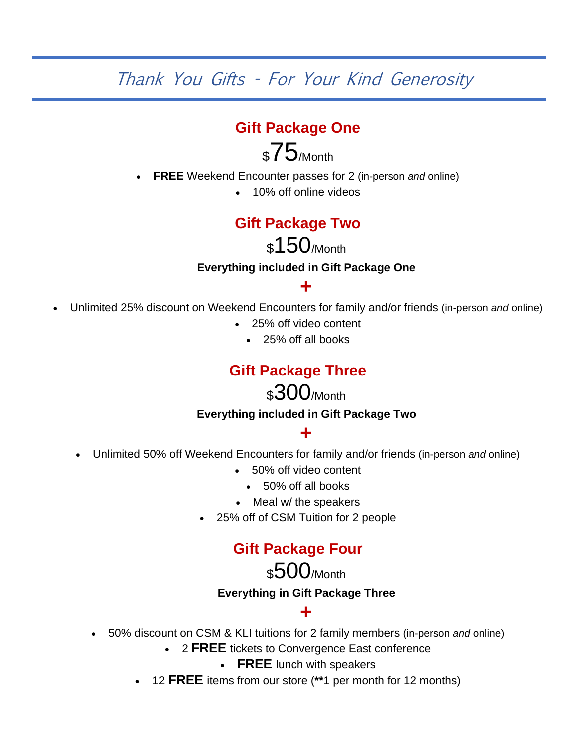# *Thank You Gifts - For Your Kind Generosity*

## Gift Package One

$75/Month

- **FREE** Weekend Encounter passes for 2 (in-person *and* online)
- 10% off online videos

## Gift Package Two

$150/Month

**Everything included in Gift Package One**

**+**

- Unlimited 25% discount on Weekend Encounters for family and/or friends (in-person *and* online)
- 25% off video content
- 25% off all books

## Gift Package Three

$300/Month

**Everything included in Gift Package Two**

**+**

- Unlimited 50% off Weekend Encounters for family and/or friends (in-person *and* online)
- 50% off video content
- 50% off all books
- Meal w/ the speakers
- 25% off of CSM Tuition for 2 people

## Gift Package Four

$500/Month

**Everything in Gift Package Three**

**+**

- 50% discount on CSM & KLI tuitions for 2 family members (in-person *and* online)
- 2 **FREE** tickets to Convergence East conference
- **FREE** lunch with speakers
- 12 **FREE** items from our store (**\*\***1 per month for 12 months)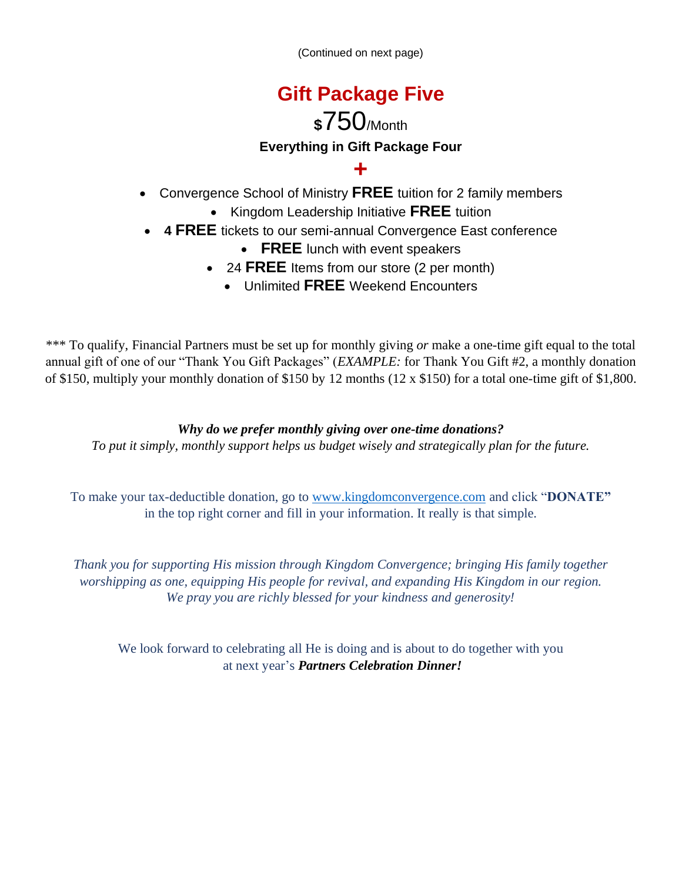(Continued on next page)

## Gift Package Five

**$750/Month**

**Everything in Gift Package Four**

**+**

- Convergence School of Ministry **FREE** tuition for 2 family members
- Kingdom Leadership Initiative **FREE** tuition
- **4 FREE** tickets to our semi-annual Convergence East conference
- **FREE** lunch with event speakers
- 24 **FREE** Items from our store (2 per month)
- Unlimited **FREE** Weekend Encounters

*** To qualify, Financial Partners must be set up for monthly giving *or* make a one-time gift equal to the total annual gift of one of our "Thank You Gift Packages" (*EXAMPLE:* for Thank You Gift #2, a monthly donation of $150, multiply your monthly donation of $150 by 12 months (12 x $150) for a total one-time gift of $1,800.

***Why do we prefer monthly giving over one-time donations?***
*To put it simply, monthly support helps us budget wisely and strategically plan for the future.*

To make your tax-deductible donation, go to www.kingdomconvergence.com and click "**DONATE"** in the top right corner and fill in your information. It really is that simple.

*Thank you for supporting His mission through Kingdom Convergence; bringing His family together worshipping as one, equipping His people for revival, and expanding His Kingdom in our region. We pray you are richly blessed for your kindness and generosity!*

We look forward to celebrating all He is doing and is about to do together with you at next year's ***Partners Celebration Dinner!***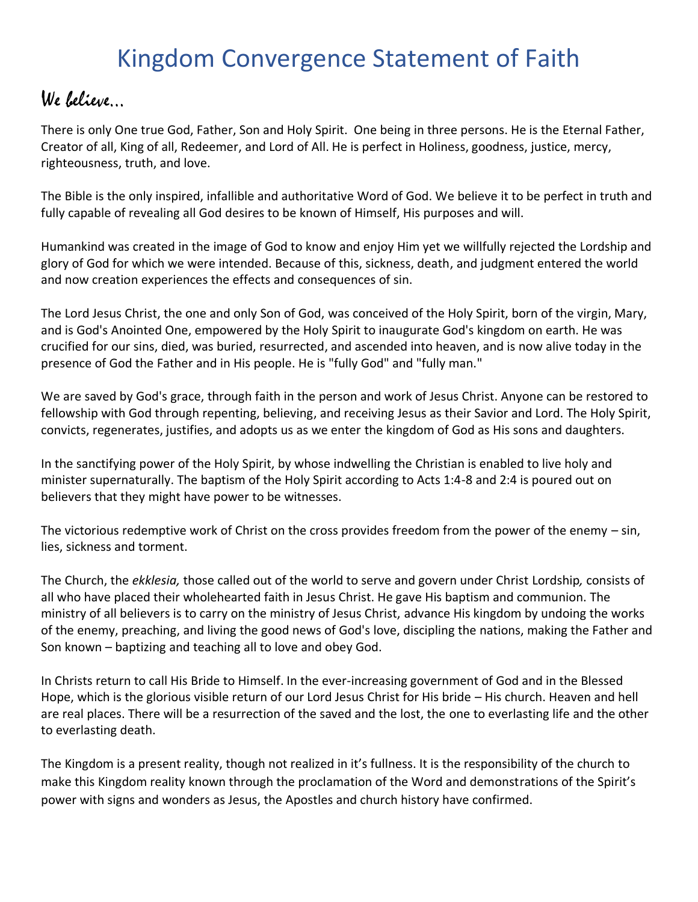# Kingdom Convergence Statement of Faith

## We believe...

There is only One true God, Father, Son and Holy Spirit. One being in three persons. He is the Eternal Father, Creator of all, King of all, Redeemer, and Lord of All. He is perfect in Holiness, goodness, justice, mercy, righteousness, truth, and love.

The Bible is the only inspired, infallible and authoritative Word of God. We believe it to be perfect in truth and fully capable of revealing all God desires to be known of Himself, His purposes and will.

Humankind was created in the image of God to know and enjoy Him yet we willfully rejected the Lordship and glory of God for which we were intended. Because of this, sickness, death, and judgment entered the world and now creation experiences the effects and consequences of sin.

The Lord Jesus Christ, the one and only Son of God, was conceived of the Holy Spirit, born of the virgin, Mary, and is God's Anointed One, empowered by the Holy Spirit to inaugurate God's kingdom on earth. He was crucified for our sins, died, was buried, resurrected, and ascended into heaven, and is now alive today in the presence of God the Father and in His people. He is "fully God" and "fully man."

We are saved by God's grace, through faith in the person and work of Jesus Christ. Anyone can be restored to fellowship with God through repenting, believing, and receiving Jesus as their Savior and Lord. The Holy Spirit, convicts, regenerates, justifies, and adopts us as we enter the kingdom of God as His sons and daughters.

In the sanctifying power of the Holy Spirit, by whose indwelling the Christian is enabled to live holy and minister supernaturally. The baptism of the Holy Spirit according to Acts 1:4-8 and 2:4 is poured out on believers that they might have power to be witnesses.

The victorious redemptive work of Christ on the cross provides freedom from the power of the enemy – sin, lies, sickness and torment.

The Church, the *ekklesia,* those called out of the world to serve and govern under Christ Lordship*,* consists of all who have placed their wholehearted faith in Jesus Christ. He gave His baptism and communion. The ministry of all believers is to carry on the ministry of Jesus Christ, advance His kingdom by undoing the works of the enemy, preaching, and living the good news of God's love, discipling the nations, making the Father and Son known – baptizing and teaching all to love and obey God.

In Christs return to call His Bride to Himself. In the ever-increasing government of God and in the Blessed Hope, which is the glorious visible return of our Lord Jesus Christ for His bride – His church. Heaven and hell are real places. There will be a resurrection of the saved and the lost, the one to everlasting life and the other to everlasting death.

The Kingdom is a present reality, though not realized in it's fullness. It is the responsibility of the church to make this Kingdom reality known through the proclamation of the Word and demonstrations of the Spirit's power with signs and wonders as Jesus, the Apostles and church history have confirmed.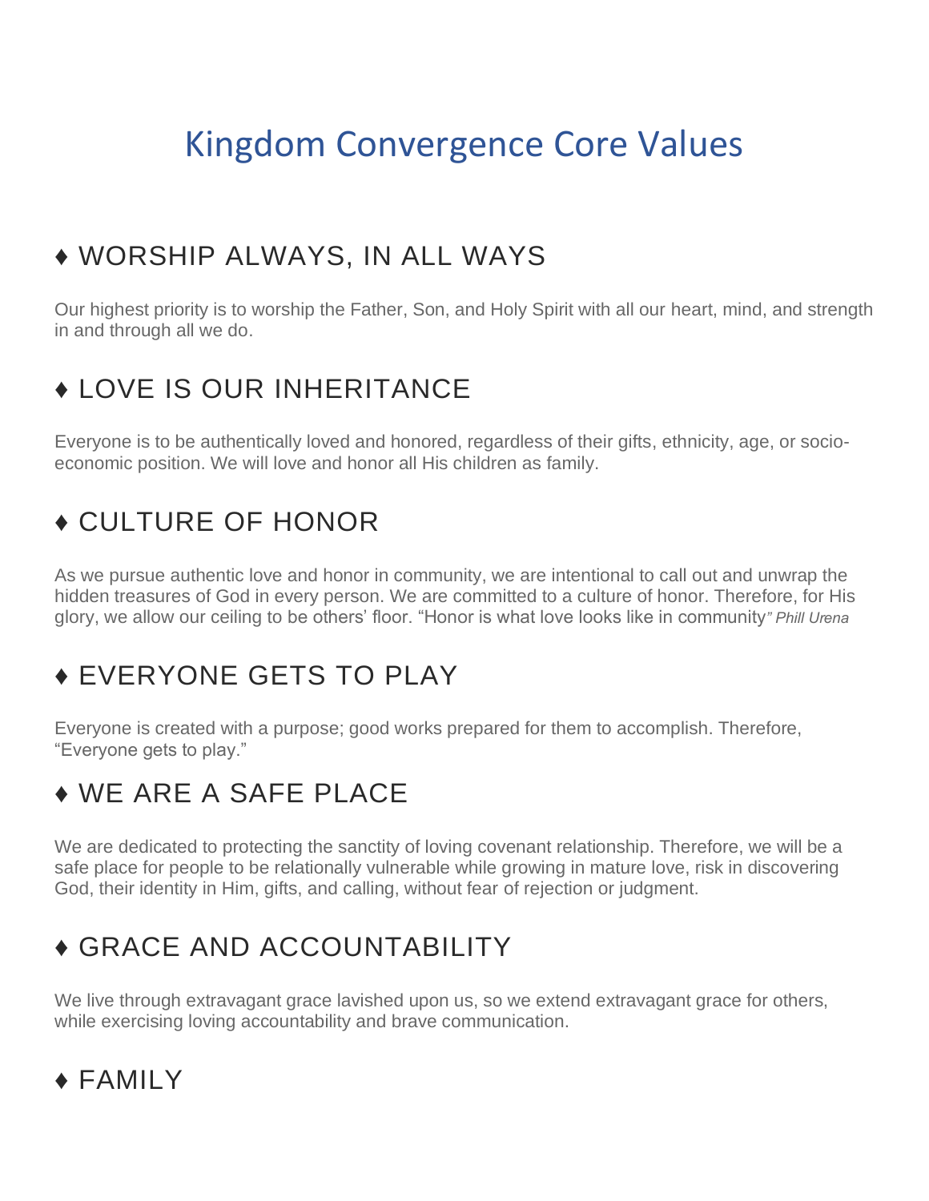# Kingdom Convergence Core Values

## ♦ WORSHIP ALWAYS, IN ALL WAYS

Our highest priority is to worship the Father, Son, and Holy Spirit with all our heart, mind, and strength in and through all we do.

## ♦ LOVE IS OUR INHERITANCE

Everyone is to be authentically loved and honored, regardless of their gifts, ethnicity, age, or socio-economic position. We will love and honor all His children as family.

## ♦ CULTURE OF HONOR

As we pursue authentic love and honor in community, we are intentional to call out and unwrap the hidden treasures of God in every person. We are committed to a culture of honor. Therefore, for His glory, we allow our ceiling to be others' floor. "Honor is what love looks like in community*" Phill Urena*

## ♦ EVERYONE GETS TO PLAY

Everyone is created with a purpose; good works prepared for them to accomplish. Therefore, "Everyone gets to play."

## ♦ WE ARE A SAFE PLACE

We are dedicated to protecting the sanctity of loving covenant relationship. Therefore, we will be a safe place for people to be relationally vulnerable while growing in mature love, risk in discovering God, their identity in Him, gifts, and calling, without fear of rejection or judgment.

## ♦ GRACE AND ACCOUNTABILITY

We live through extravagant grace lavished upon us, so we extend extravagant grace for others, while exercising loving accountability and brave communication.

## ♦ FAMILY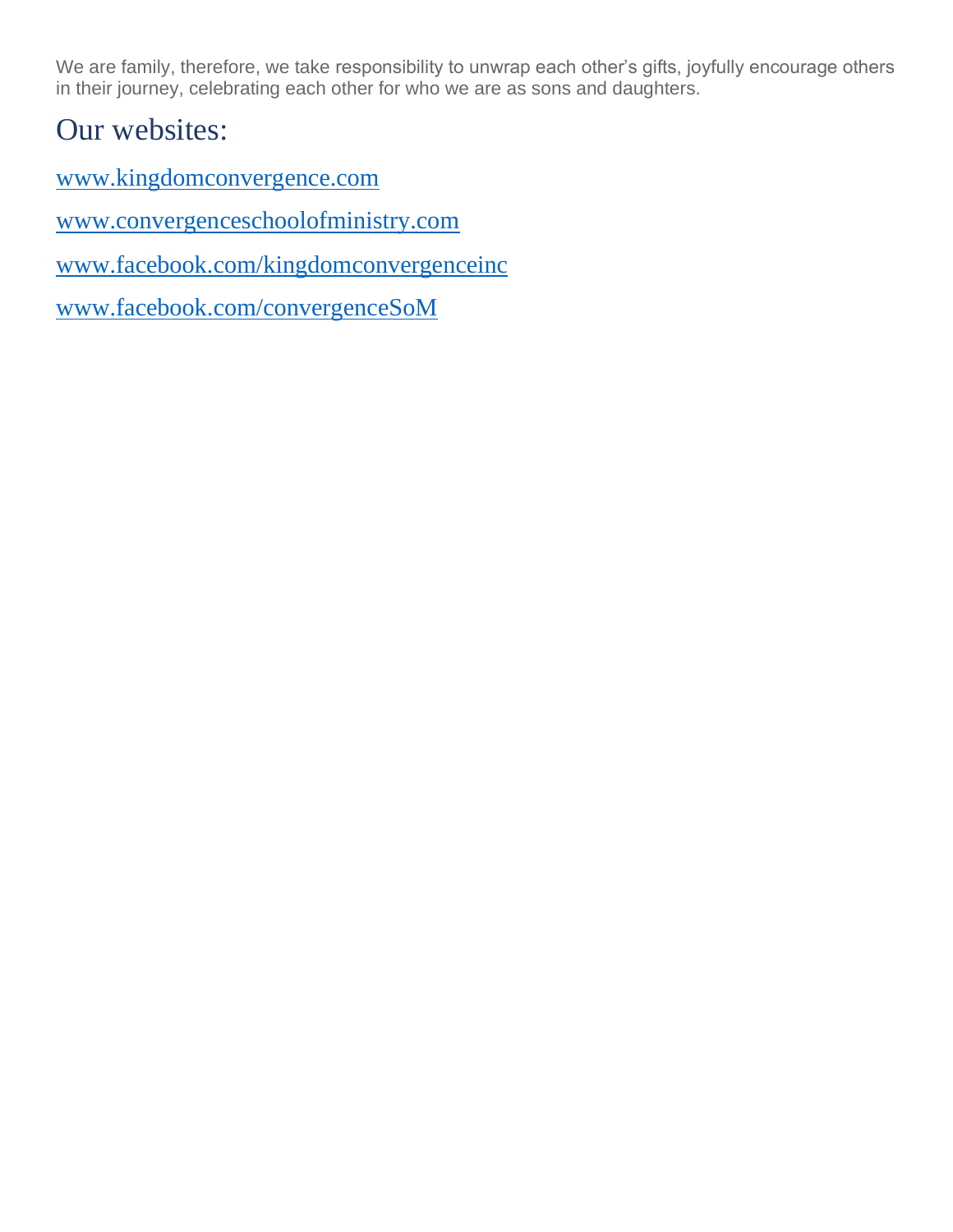We are family, therefore, we take responsibility to unwrap each other's gifts, joyfully encourage others in their journey, celebrating each other for who we are as sons and daughters.

## Our websites:

www.kingdomconvergence.com

www.convergenceschoolofministry.com

www.facebook.com/kingdomconvergenceinc

www.facebook.com/convergenceSoM